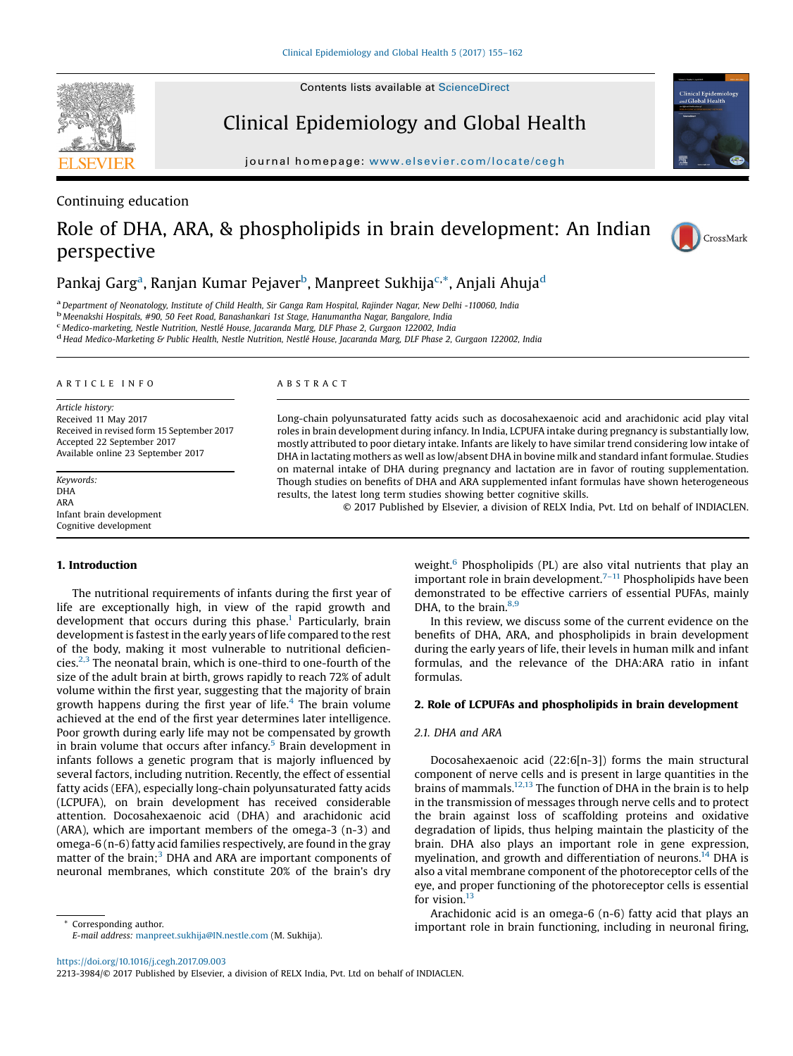Contents lists available at ScienceDirect

Clinical Epidemiology and Global Health

journal homepage: www.elsevier.com/locate/cegh

Continuing education

# Role of DHA, ARA, & phospholipids in brain development: An Indian perspective

Pankaj Garg[a], Ranjan Kumar Pejaver[b], Manpreet Sukhija[c,*], Anjali Ahuja[d]

[a] Department of Neonatology, Institute of Child Health, Sir Ganga Ram Hospital, Rajinder Nagar, New Delhi -110060, India
[b] Meenakshi Hospitals, #90, 50 Feet Road, Banashankari 1st Stage, Hanumantha Nagar, Bangalore, India
[c] Medico-marketing, Nestle Nutrition, Nestlé House, Jacaranda Marg, DLF Phase 2, Gurgaon 122002, India
[d] Head Medico-Marketing & Public Health, Nestle Nutrition, Nestlé House, Jacaranda Marg, DLF Phase 2, Gurgaon 122002, India

ARTICLE INFO

*Article history:*
Received 11 May 2017
Received in revised form 15 September 2017
Accepted 22 September 2017
Available online 23 September 2017

*Keywords:*
DHA
ARA
Infant brain development
Cognitive development

ABSTRACT

Long-chain polyunsaturated fatty acids such as docosahexaenoic acid and arachidonic acid play vital roles in brain development during infancy. In India, LCPUFA intake during pregnancy is substantially low, mostly attributed to poor dietary intake. Infants are likely to have similar trend considering low intake of DHA in lactating mothers as well as low/absent DHA in bovine milk and standard infant formulae. Studies on maternal intake of DHA during pregnancy and lactation are in favor of routing supplementation. Though studies on benefits of DHA and ARA supplemented infant formulas have shown heterogeneous results, the latest long term studies showing better cognitive skills.

© 2017 Published by Elsevier, a division of RELX India, Pvt. Ltd on behalf of INDIACLEN.

## 1. Introduction

The nutritional requirements of infants during the first year of life are exceptionally high, in view of the rapid growth and development that occurs during this phase.[1] Particularly, brain development is fastest in the early years of life compared to the rest of the body, making it most vulnerable to nutritional deficiencies.[2,3] The neonatal brain, which is one-third to one-fourth of the size of the adult brain at birth, grows rapidly to reach 72% of adult volume within the first year, suggesting that the majority of brain growth happens during the first year of life.[4] The brain volume achieved at the end of the first year determines later intelligence. Poor growth during early life may not be compensated by growth in brain volume that occurs after infancy.[5] Brain development in infants follows a genetic program that is majorly influenced by several factors, including nutrition. Recently, the effect of essential fatty acids (EFA), especially long-chain polyunsaturated fatty acids (LCPUFA), on brain development has received considerable attention. Docosahexaenoic acid (DHA) and arachidonic acid (ARA), which are important members of the omega-3 (n-3) and omega-6 (n-6) fatty acid families respectively, are found in the gray matter of the brain;[3] DHA and ARA are important components of neuronal membranes, which constitute 20% of the brain's dry weight.[6] Phospholipids (PL) are also vital nutrients that play an important role in brain development.[7–11] Phospholipids have been demonstrated to be effective carriers of essential PUFAs, mainly DHA, to the brain.[8,9]

In this review, we discuss some of the current evidence on the benefits of DHA, ARA, and phospholipids in brain development during the early years of life, their levels in human milk and infant formulas, and the relevance of the DHA:ARA ratio in infant formulas.

## 2. Role of LCPUFAs and phospholipids in brain development

### 2.1. DHA and ARA

Docosahexaenoic acid (22:6[n-3]) forms the main structural component of nerve cells and is present in large quantities in the brains of mammals.[12,13] The function of DHA in the brain is to help in the transmission of messages through nerve cells and to protect the brain against loss of scaffolding proteins and oxidative degradation of lipids, thus helping maintain the plasticity of the brain. DHA also plays an important role in gene expression, myelination, and growth and differentiation of neurons.[14] DHA is also a vital membrane component of the photoreceptor cells of the eye, and proper functioning of the photoreceptor cells is essential for vision.[13]

Arachidonic acid is an omega-6 (n-6) fatty acid that plays an important role in brain functioning, including in neuronal firing,

\* Corresponding author.
*E-mail address:* manpreet.sukhija@IN.nestle.com (M. Sukhija).

https://doi.org/10.1016/j.cegh.2017.09.003
2213-3984/© 2017 Published by Elsevier, a division of RELX India, Pvt. Ltd on behalf of INDIACLEN.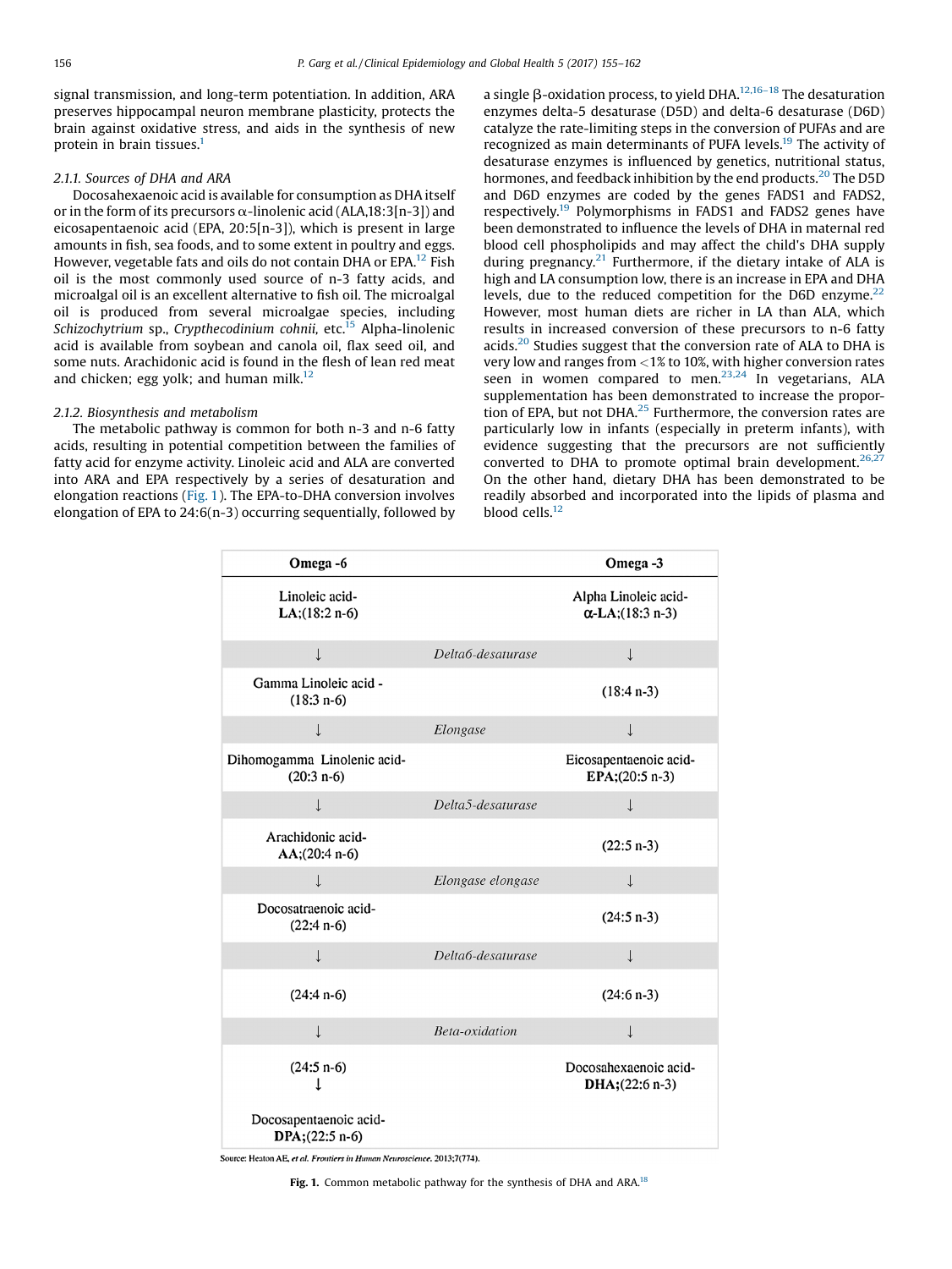signal transmission, and long-term potentiation. In addition, ARA preserves hippocampal neuron membrane plasticity, protects the brain against oxidative stress, and aids in the synthesis of new protein in brain tissues.[1]

#### 2.1.1. Sources of DHA and ARA

Docosahexaenoic acid is available for consumption as DHA itself or in the form of its precursors α-linolenic acid (ALA,18:3[n-3]) and eicosapentaenoic acid (EPA, 20:5[n-3]), which is present in large amounts in fish, sea foods, and to some extent in poultry and eggs. However, vegetable fats and oils do not contain DHA or EPA.[12] Fish oil is the most commonly used source of n-3 fatty acids, and microalgal oil is an excellent alternative to fish oil. The microalgal oil is produced from several microalgae species, including *Schizochytrium* sp., *Crypthecodinium cohnii*, etc.[15] Alpha-linolenic acid is available from soybean and canola oil, flax seed oil, and some nuts. Arachidonic acid is found in the flesh of lean red meat and chicken; egg yolk; and human milk.[12]

#### 2.1.2. Biosynthesis and metabolism

The metabolic pathway is common for both n-3 and n-6 fatty acids, resulting in potential competition between the families of fatty acid for enzyme activity. Linoleic acid and ALA are converted into ARA and EPA respectively by a series of desaturation and elongation reactions (Fig. 1). The EPA-to-DHA conversion involves elongation of EPA to 24:6(n-3) occurring sequentially, followed by a single β-oxidation process, to yield DHA.[12,16–18] The desaturation enzymes delta-5 desaturase (D5D) and delta-6 desaturase (D6D) catalyze the rate-limiting steps in the conversion of PUFAs and are recognized as main determinants of PUFA levels.[19] The activity of desaturase enzymes is influenced by genetics, nutritional status, hormones, and feedback inhibition by the end products.[20] The D5D and D6D enzymes are coded by the genes FADS1 and FADS2, respectively.[19] Polymorphisms in FADS1 and FADS2 genes have been demonstrated to influence the levels of DHA in maternal red blood cell phospholipids and may affect the child's DHA supply during pregnancy.[21] Furthermore, if the dietary intake of ALA is high and LA consumption low, there is an increase in EPA and DHA levels, due to the reduced competition for the D6D enzyme.[22] However, most human diets are richer in LA than ALA, which results in increased conversion of these precursors to n-6 fatty acids.[20] Studies suggest that the conversion rate of ALA to DHA is very low and ranges from <1% to 10%, with higher conversion rates seen in women compared to men.[23,24] In vegetarians, ALA supplementation has been demonstrated to increase the proportion of EPA, but not DHA.[25] Furthermore, the conversion rates are particularly low in infants (especially in preterm infants), with evidence suggesting that the precursors are not sufficiently converted to DHA to promote optimal brain development.[26,27] On the other hand, dietary DHA has been demonstrated to be readily absorbed and incorporated into the lipids of plasma and blood cells.[12]

| Omega -6 | | Omega -3 |
|---|---|---|
| Linoleic acid- **LA**;(18:2 n-6) | | Alpha Linoleic acid- **α-LA**;(18:3 n-3) |
| ↓ | *Delta6-desaturase* | ↓ |
| Gamma Linoleic acid - (18:3 n-6) | | (18:4 n-3) |
| ↓ | *Elongase* | ↓ |
| Dihomogamma Linolenic acid- (20:3 n-6) | | Eicosapentaenoic acid- **EPA**;(20:5 n-3) |
| ↓ | *Delta5-desaturase* | ↓ |
| Arachidonic acid- **AA**;(20:4 n-6) | | (22:5 n-3) |
| ↓ | *Elongase elongase* | ↓ |
| Docosatraenoic acid- (22:4 n-6) | | (24:5 n-3) |
| ↓ | *Delta6-desaturase* | ↓ |
| (24:4 n-6) | | (24:6 n-3) |
| ↓ | *Beta-oxidation* | ↓ |
| (24:5 n-6) ↓ Docosapentaenoic acid- **DPA**;(22:5 n-6) | | Docosahexaenoic acid- **DHA**;(22:6 n-3) |

Source: Heaton AE, *et al. Frontiers in Human Neuroscience*. 2013;7(774).

**Fig. 1.** Common metabolic pathway for the synthesis of DHA and ARA.[18]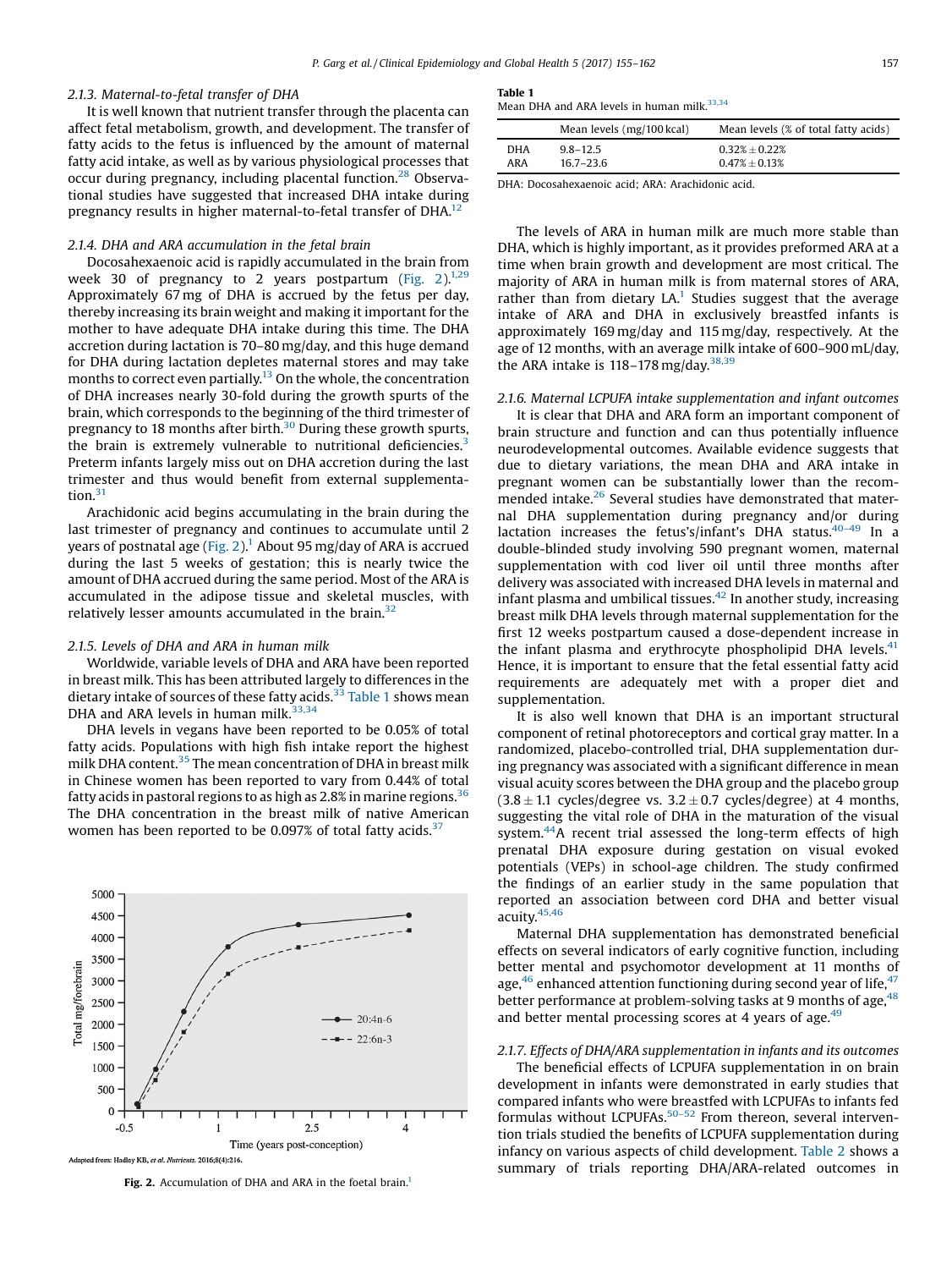### 2.1.3. Maternal-to-fetal transfer of DHA

It is well known that nutrient transfer through the placenta can affect fetal metabolism, growth, and development. The transfer of fatty acids to the fetus is influenced by the amount of maternal fatty acid intake, as well as by various physiological processes that occur during pregnancy, including placental function.[28] Observational studies have suggested that increased DHA intake during pregnancy results in higher maternal-to-fetal transfer of DHA.[12]

### 2.1.4. DHA and ARA accumulation in the fetal brain

Docosahexaenoic acid is rapidly accumulated in the brain from week 30 of pregnancy to 2 years postpartum (Fig. 2).[1,29] Approximately 67 mg of DHA is accrued by the fetus per day, thereby increasing its brain weight and making it important for the mother to have adequate DHA intake during this time. The DHA accretion during lactation is 70–80 mg/day, and this huge demand for DHA during lactation depletes maternal stores and may take months to correct even partially.[13] On the whole, the concentration of DHA increases nearly 30-fold during the growth spurts of the brain, which corresponds to the beginning of the third trimester of pregnancy to 18 months after birth.[30] During these growth spurts, the brain is extremely vulnerable to nutritional deficiencies.[3] Preterm infants largely miss out on DHA accretion during the last trimester and thus would benefit from external supplementation.[31]

Arachidonic acid begins accumulating in the brain during the last trimester of pregnancy and continues to accumulate until 2 years of postnatal age (Fig. 2).[1] About 95 mg/day of ARA is accrued during the last 5 weeks of gestation; this is nearly twice the amount of DHA accrued during the same period. Most of the ARA is accumulated in the adipose tissue and skeletal muscles, with relatively lesser amounts accumulated in the brain.[32]

### 2.1.5. Levels of DHA and ARA in human milk

Worldwide, variable levels of DHA and ARA have been reported in breast milk. This has been attributed largely to differences in the dietary intake of sources of these fatty acids.[33] Table 1 shows mean DHA and ARA levels in human milk.[33,34]

DHA levels in vegans have been reported to be 0.05% of total fatty acids. Populations with high fish intake report the highest milk DHA content.[35] The mean concentration of DHA in breast milk in Chinese women has been reported to vary from 0.44% of total fatty acids in pastoral regions to as high as 2.8% in marine regions.[36] The DHA concentration in the breast milk of native American women has been reported to be 0.097% of total fatty acids.[37]

Adapted from: Hadley KB, et al. Nutrients. 2016;8(4):216.

**Fig. 2.** Accumulation of DHA and ARA in the foetal brain.[1]

**Table 1**
Mean DHA and ARA levels in human milk.[33,34]

| | Mean levels (mg/100 kcal) | Mean levels (% of total fatty acids) |
|---|---|---|
| DHA | 9.8–12.5 | 0.32% ± 0.22% |
| ARA | 16.7–23.6 | 0.47% ± 0.13% |

DHA: Docosahexaenoic acid; ARA: Arachidonic acid.

The levels of ARA in human milk are much more stable than DHA, which is highly important, as it provides preformed ARA at a time when brain growth and development are most critical. The majority of ARA in human milk is from maternal stores of ARA, rather than from dietary LA.[1] Studies suggest that the average intake of ARA and DHA in exclusively breastfed infants is approximately 169 mg/day and 115 mg/day, respectively. At the age of 12 months, with an average milk intake of 600–900 mL/day, the ARA intake is 118–178 mg/day.[38,39]

### 2.1.6. Maternal LCPUFA intake supplementation and infant outcomes

It is clear that DHA and ARA form an important component of brain structure and function and can thus potentially influence neurodevelopmental outcomes. Available evidence suggests that due to dietary variations, the mean DHA and ARA intake in pregnant women can be substantially lower than the recommended intake.[26] Several studies have demonstrated that maternal DHA supplementation during pregnancy and/or during lactation increases the fetus's/infant's DHA status.[40–49] In a double-blinded study involving 590 pregnant women, maternal supplementation with cod liver oil until three months after delivery was associated with increased DHA levels in maternal and infant plasma and umbilical tissues.[42] In another study, increasing breast milk DHA levels through maternal supplementation for the first 12 weeks postpartum caused a dose-dependent increase in the infant plasma and erythrocyte phospholipid DHA levels.[41] Hence, it is important to ensure that the fetal essential fatty acid requirements are adequately met with a proper diet and supplementation.

It is also well known that DHA is an important structural component of retinal photoreceptors and cortical gray matter. In a randomized, placebo-controlled trial, DHA supplementation during pregnancy was associated with a significant difference in mean visual acuity scores between the DHA group and the placebo group (3.8 ± 1.1 cycles/degree vs. 3.2 ± 0.7 cycles/degree) at 4 months, suggesting the vital role of DHA in the maturation of the visual system.[44] A recent trial assessed the long-term effects of high prenatal DHA exposure during gestation on visual evoked potentials (VEPs) in school-age children. The study confirmed the findings of an earlier study in the same population that reported an association between cord DHA and better visual acuity.[45,46]

Maternal DHA supplementation has demonstrated beneficial effects on several indicators of early cognitive function, including better mental and psychomotor development at 11 months of age,[46] enhanced attention functioning during second year of life,[47] better performance at problem-solving tasks at 9 months of age,[48] and better mental processing scores at 4 years of age.[49]

### 2.1.7. Effects of DHA/ARA supplementation in infants and its outcomes

The beneficial effects of LCPUFA supplementation in on brain development in infants were demonstrated in early studies that compared infants who were breastfed with LCPUFAs to infants fed formulas without LCPUFAs.[50–52] From thereon, several intervention trials studied the benefits of LCPUFA supplementation during infancy on various aspects of child development. Table 2 shows a summary of trials reporting DHA/ARA-related outcomes in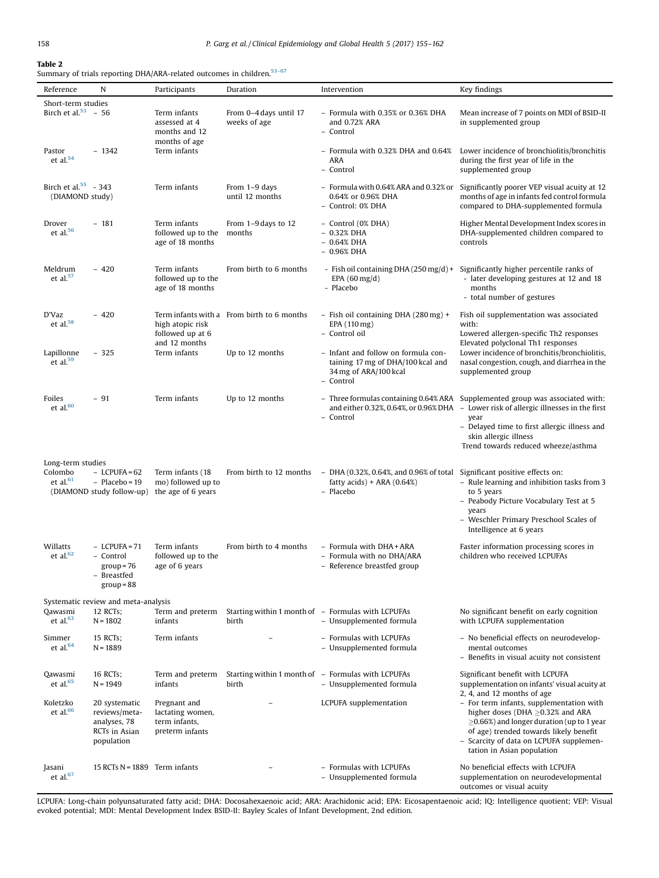**Table 2**
Summary of trials reporting DHA/ARA-related outcomes in children.[53–67]

| Reference | N | Participants | Duration | Intervention | Key findings |
|---|---|---|---|---|---|
| **Short-term studies** | | | | | |
| Birch et al.[53] | – 56 | Term infants assessed at 4 months and 12 months of age | From 0–4 days until 17 weeks of age | – Formula with 0.35% or 0.36% DHA and 0.72% ARA<br>– Control | Mean increase of 7 points on MDI of BSID-II in supplemented group |
| Pastor et al.[54] | – 1342 | Term infants | | – Formula with 0.32% DHA and 0.64% ARA<br>– Control | Lower incidence of bronchiolitis/bronchitis during the first year of life in the supplemented group |
| Birch et al.[55] (DIAMOND study) | - 343 | Term infants | From 1–9 days until 12 months | – Formula with 0.64% ARA and 0.32% or 0.64% or 0.96% DHA<br>– Control: 0% DHA | Significantly poorer VEP visual acuity at 12 months of age in infants fed control formula compared to DHA-supplemented formula |
| Drover et al.[56] | – 181 | Term infants followed up to the age of 18 months | From 1–9 days to 12 months | – Control (0% DHA)<br>– 0.32% DHA<br>– 0.64% DHA<br>– 0.96% DHA | Higher Mental Development Index scores in DHA-supplemented children compared to controls |
| Meldrum et al.[57] | – 420 | Term infants followed up to the age of 18 months | From birth to 6 months | - Fish oil containing DHA (250 mg/d) + EPA (60 mg/d)<br>- Placebo | Significantly higher percentile ranks of<br>- later developing gestures at 12 and 18 months<br>- total number of gestures |
| D'Vaz et al.[58] | – 420 | Term infants with a high atopic risk followed up at 6 and 12 months | From birth to 6 months | – Fish oil containing DHA (280 mg) + EPA (110 mg)<br>– Control oil | Fish oil supplementation was associated with:<br>Lowered allergen-specific Th2 responses<br>Elevated polyclonal Th1 responses |
| Lapillonne et al.[59] | – 325 | Term infants | Up to 12 months | – Infant and follow on formula containing 17 mg of DHA/100 kcal and 34 mg of ARA/100 kcal<br>– Control | Lower incidence of bronchitis/bronchiolitis, nasal congestion, cough, and diarrhea in the supplemented group |
| Foiles et al.[60] | – 91 | Term infants | Up to 12 months | – Three formulas containing 0.64% ARA and either 0.32%, 0.64%, or 0.96% DHA<br>– Control | Supplemented group was associated with:<br>– Lower risk of allergic illnesses in the first year<br>– Delayed time to first allergic illness and skin allergic illness<br>Trend towards reduced wheeze/asthma |
| **Long-term studies** | | | | | |
| Colombo et al.[61] (DIAMOND study follow-up) | – LCPUFA = 62<br>– Placebo = 19 | Term infants (18 mo) followed up to the age of 6 years | From birth to 12 months | – DHA (0.32%, 0.64%, and 0.96% of total fatty acids) + ARA (0.64%)<br>– Placebo | Significant positive effects on:<br>– Rule learning and inhibition tasks from 3 to 5 years<br>– Peabody Picture Vocabulary Test at 5 years<br>– Weschler Primary Preschool Scales of Intelligence at 6 years |
| Willatts et al.[62] | – LCPUFA = 71<br>– Control group = 76<br>– Breastfed group = 88 | Term infants followed up to the age of 6 years | From birth to 4 months | – Formula with DHA + ARA<br>– Formula with no DHA/ARA<br>– Reference breastfed group | Faster information processing scores in children who received LCPUFAs |
| **Systematic review and meta-analysis** | | | | | |
| Qawasmi et al.[63] | 12 RCTs; N = 1802 | Term and preterm infants | Starting within 1 month of birth | – Formulas with LCPUFAs<br>– Unsupplemented formula | No significant benefit on early cognition with LCPUFA supplementation |
| Simmer et al.[64] | 15 RCTs; N = 1889 | Term infants | – | – Formulas with LCPUFAs<br>– Unsupplemented formula | – No beneficial effects on neurodevelopmental outcomes<br>– Benefits in visual acuity not consistent |
| Qawasmi et al.[65] | 16 RCTs; N = 1949 | Term and preterm infants | Starting within 1 month of birth | – Formulas with LCPUFAs<br>– Unsupplemented formula | Significant benefit with LCPUFA supplementation on infants' visual acuity at 2, 4, and 12 months of age |
| Koletzko et al.[66] | 20 systematic reviews/meta-analyses, 78 RCTs in Asian population | Pregnant and lactating women, term infants, preterm infants | – | LCPUFA supplementation | – For term infants, supplementation with higher doses (DHA ≥0.32% and ARA ≥0.66%) and longer duration (up to 1 year of age) trended towards likely benefit<br>– Scarcity of data on LCPUFA supplementation in Asian population |
| Jasani et al.[67] | 15 RCTs N = 1889 | Term infants | – | – Formulas with LCPUFAs<br>– Unsupplemented formula | No beneficial effects with LCPUFA supplementation on neurodevelopmental outcomes or visual acuity |

LCPUFA: Long-chain polyunsaturated fatty acid; DHA: Docosahexaenoic acid; ARA: Arachidonic acid; EPA: Eicosapentaenoic acid; IQ: Intelligence quotient; VEP: Visual evoked potential; MDI: Mental Development Index BSID-II: Bayley Scales of Infant Development, 2nd edition.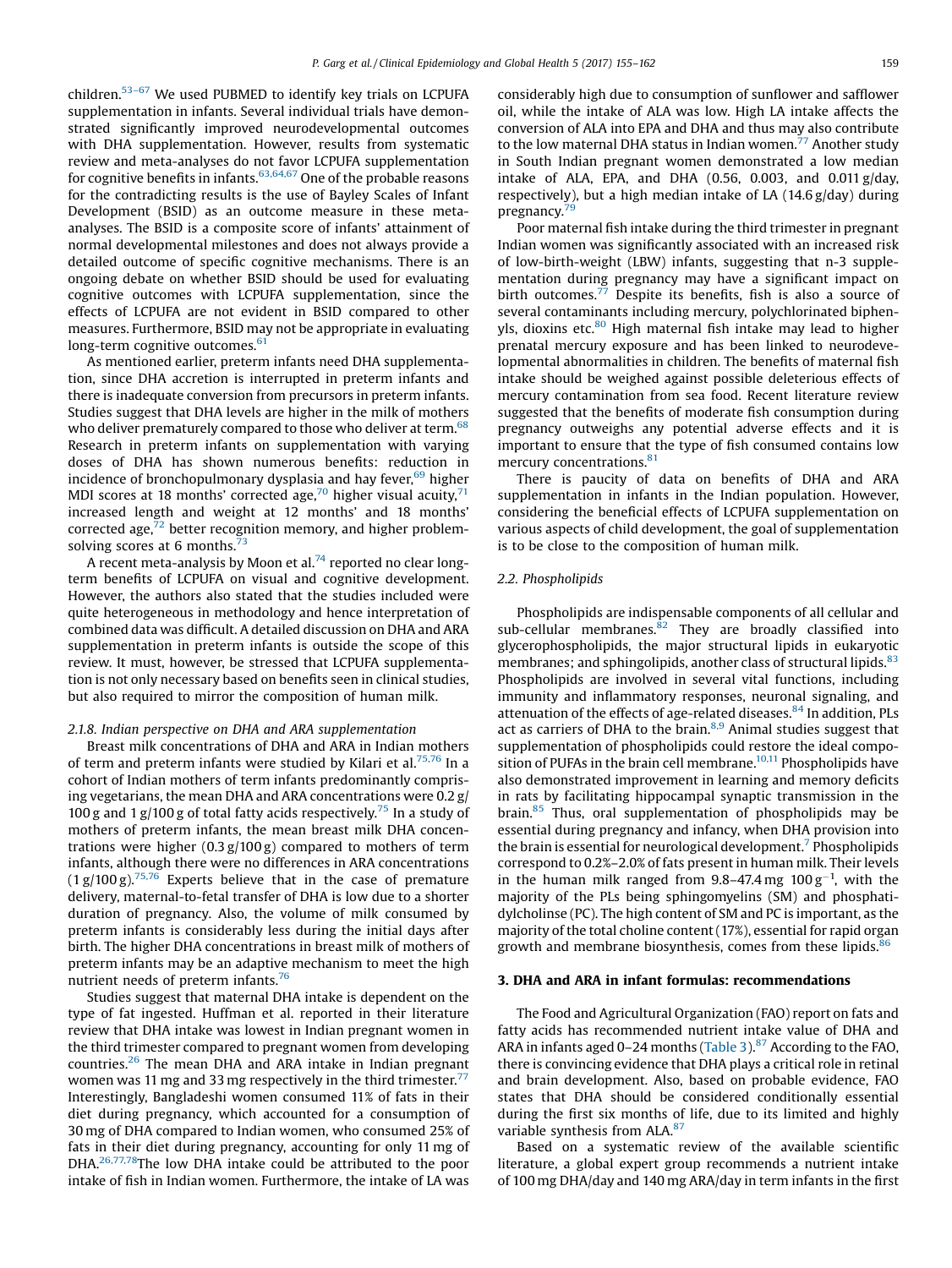children.[53–67] We used PUBMED to identify key trials on LCPUFA supplementation in infants. Several individual trials have demonstrated significantly improved neurodevelopmental outcomes with DHA supplementation. However, results from systematic review and meta-analyses do not favor LCPUFA supplementation for cognitive benefits in infants.[63,64,67] One of the probable reasons for the contradicting results is the use of Bayley Scales of Infant Development (BSID) as an outcome measure in these meta-analyses. The BSID is a composite score of infants' attainment of normal developmental milestones and does not always provide a detailed outcome of specific cognitive mechanisms. There is an ongoing debate on whether BSID should be used for evaluating cognitive outcomes with LCPUFA supplementation, since the effects of LCPUFA are not evident in BSID compared to other measures. Furthermore, BSID may not be appropriate in evaluating long-term cognitive outcomes.[61]

As mentioned earlier, preterm infants need DHA supplementation, since DHA accretion is interrupted in preterm infants and there is inadequate conversion from precursors in preterm infants. Studies suggest that DHA levels are higher in the milk of mothers who deliver prematurely compared to those who deliver at term.[68] Research in preterm infants on supplementation with varying doses of DHA has shown numerous benefits: reduction in incidence of bronchopulmonary dysplasia and hay fever,[69] higher MDI scores at 18 months' corrected age,[70] higher visual acuity,[71] increased length and weight at 12 months' and 18 months' corrected age,[72] better recognition memory, and higher problem-solving scores at 6 months.[73]

A recent meta-analysis by Moon et al.[74] reported no clear long-term benefits of LCPUFA on visual and cognitive development. However, the authors also stated that the studies included were quite heterogeneous in methodology and hence interpretation of combined data was difficult. A detailed discussion on DHA and ARA supplementation in preterm infants is outside the scope of this review. It must, however, be stressed that LCPUFA supplementation is not only necessary based on benefits seen in clinical studies, but also required to mirror the composition of human milk.

#### 2.1.8. Indian perspective on DHA and ARA supplementation

Breast milk concentrations of DHA and ARA in Indian mothers of term and preterm infants were studied by Kilari et al.[75,76] In a cohort of Indian mothers of term infants predominantly comprising vegetarians, the mean DHA and ARA concentrations were 0.2 g/100 g and 1 g/100 g of total fatty acids respectively.[75] In a study of mothers of preterm infants, the mean breast milk DHA concentrations were higher (0.3 g/100 g) compared to mothers of term infants, although there were no differences in ARA concentrations (1 g/100 g).[75,76] Experts believe that in the case of premature delivery, maternal-to-fetal transfer of DHA is low due to a shorter duration of pregnancy. Also, the volume of milk consumed by preterm infants is considerably less during the initial days after birth. The higher DHA concentrations in breast milk of mothers of preterm infants may be an adaptive mechanism to meet the high nutrient needs of preterm infants.[76]

Studies suggest that maternal DHA intake is dependent on the type of fat ingested. Huffman et al. reported in their literature review that DHA intake was lowest in Indian pregnant women in the third trimester compared to pregnant women from developing countries.[26] The mean DHA and ARA intake in Indian pregnant women was 11 mg and 33 mg respectively in the third trimester.[77] Interestingly, Bangladeshi women consumed 11% of fats in their diet during pregnancy, which accounted for a consumption of 30 mg of DHA compared to Indian women, who consumed 25% of fats in their diet during pregnancy, accounting for only 11 mg of DHA.[26,77,78] The low DHA intake could be attributed to the poor intake of fish in Indian women. Furthermore, the intake of LA was considerably high due to consumption of sunflower and safflower oil, while the intake of ALA was low. High LA intake affects the conversion of ALA into EPA and DHA and thus may also contribute to the low maternal DHA status in Indian women.[77] Another study in South Indian pregnant women demonstrated a low median intake of ALA, EPA, and DHA (0.56, 0.003, and 0.011 g/day, respectively), but a high median intake of LA (14.6 g/day) during pregnancy.[79]

Poor maternal fish intake during the third trimester in pregnant Indian women was significantly associated with an increased risk of low-birth-weight (LBW) infants, suggesting that n-3 supplementation during pregnancy may have a significant impact on birth outcomes.[77] Despite its benefits, fish is also a source of several contaminants including mercury, polychlorinated biphenyls, dioxins etc.[80] High maternal fish intake may lead to higher prenatal mercury exposure and has been linked to neurodevelopmental abnormalities in children. The benefits of maternal fish intake should be weighed against possible deleterious effects of mercury contamination from sea food. Recent literature review suggested that the benefits of moderate fish consumption during pregnancy outweighs any potential adverse effects and it is important to ensure that the type of fish consumed contains low mercury concentrations.[81]

There is paucity of data on benefits of DHA and ARA supplementation in infants in the Indian population. However, considering the beneficial effects of LCPUFA supplementation on various aspects of child development, the goal of supplementation is to be close to the composition of human milk.

### 2.2. Phospholipids

Phospholipids are indispensable components of all cellular and sub-cellular membranes.[82] They are broadly classified into glycerophospholipids, the major structural lipids in eukaryotic membranes; and sphingolipids, another class of structural lipids.[83] Phospholipids are involved in several vital functions, including immunity and inflammatory responses, neuronal signaling, and attenuation of the effects of age-related diseases.[84] In addition, PLs act as carriers of DHA to the brain.[8,9] Animal studies suggest that supplementation of phospholipids could restore the ideal composition of PUFAs in the brain cell membrane.[10,11] Phospholipids have also demonstrated improvement in learning and memory deficits in rats by facilitating hippocampal synaptic transmission in the brain.[85] Thus, oral supplementation of phospholipids may be essential during pregnancy and infancy, when DHA provision into the brain is essential for neurological development.[7] Phospholipids correspond to 0.2%–2.0% of fats present in human milk. Their levels in the human milk ranged from 9.8–47.4 mg 100 $g^{-1}$, with the majority of the PLs being sphingomyelins (SM) and phosphatidylcholinse (PC). The high content of SM and PC is important, as the majority of the total choline content (17%), essential for rapid organ growth and membrane biosynthesis, comes from these lipids.[86]

## 3. DHA and ARA in infant formulas: recommendations

The Food and Agricultural Organization (FAO) report on fats and fatty acids has recommended nutrient intake value of DHA and ARA in infants aged 0–24 months (Table 3).[87] According to the FAO, there is convincing evidence that DHA plays a critical role in retinal and brain development. Also, based on probable evidence, FAO states that DHA should be considered conditionally essential during the first six months of life, due to its limited and highly variable synthesis from ALA.[87]

Based on a systematic review of the available scientific literature, a global expert group recommends a nutrient intake of 100 mg DHA/day and 140 mg ARA/day in term infants in the first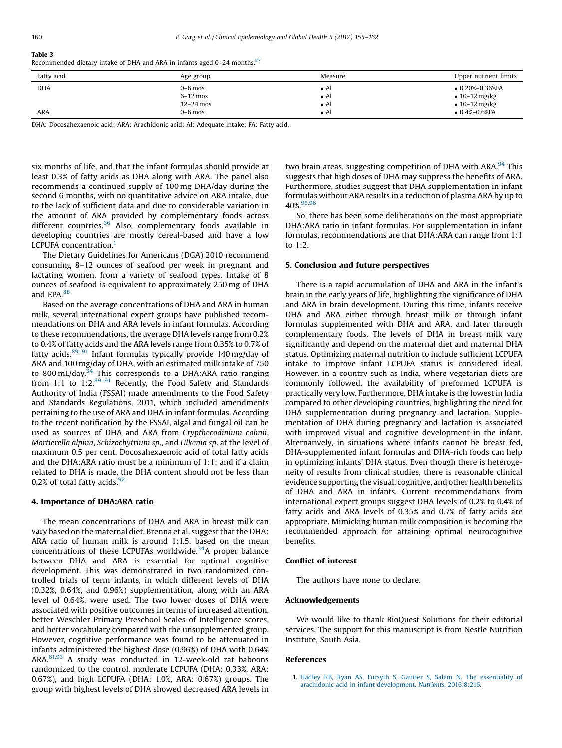**Table 3**
Recommended dietary intake of DHA and ARA in infants aged 0–24 months.[87]

| Fatty acid | Age group | Measure | Upper nutrient limits |
|---|---|---|---|
| DHA | 0–6 mos | • AI | • 0.20%–0.36%FA |
| | 6–12 mos | • AI | • 10–12 mg/kg |
| | 12–24 mos | • AI | • 10–12 mg/kg |
| ARA | 0–6 mos | • AI | • 0.4%–0.6%FA |

DHA: Docosahexaenoic acid; ARA: Arachidonic acid; AI: Adequate intake; FA: Fatty acid.

six months of life, and that the infant formulas should provide at least 0.3% of fatty acids as DHA along with ARA. The panel also recommends a continued supply of 100 mg DHA/day during the second 6 months, with no quantitative advice on ARA intake, due to the lack of sufficient data and due to considerable variation in the amount of ARA provided by complementary foods across different countries.[66] Also, complementary foods available in developing countries are mostly cereal-based and have a low LCPUFA concentration.[1]

The Dietary Guidelines for Americans (DGA) 2010 recommend consuming 8–12 ounces of seafood per week in pregnant and lactating women, from a variety of seafood types. Intake of 8 ounces of seafood is equivalent to approximately 250 mg of DHA and EPA.[88]

Based on the average concentrations of DHA and ARA in human milk, several international expert groups have published recommendations on DHA and ARA levels in infant formulas. According to these recommendations, the average DHA levels range from 0.2% to 0.4% of fatty acids and the ARA levels range from 0.35% to 0.7% of fatty acids.[89–91] Infant formulas typically provide 140 mg/day of ARA and 100 mg/day of DHA, with an estimated milk intake of 750 to 800 mL/day.[34] This corresponds to a DHA:ARA ratio ranging from 1:1 to 1:2.[89–91] Recently, the Food Safety and Standards Authority of India (FSSAI) made amendments to the Food Safety and Standards Regulations, 2011, which included amendments pertaining to the use of ARA and DHA in infant formulas. According to the recent notification by the FSSAI, algal and fungal oil can be used as sources of DHA and ARA from *Crypthecodinium cohnii*, *Mortierella alpina*, *Schizochytrium sp.*, and *Ulkenia sp.* at the level of maximum 0.5 per cent. Docosahexaenoic acid of total fatty acids and the DHA:ARA ratio must be a minimum of 1:1; and if a claim related to DHA is made, the DHA content should not be less than 0.2% of total fatty acids.[92]

## 4. Importance of DHA:ARA ratio

The mean concentrations of DHA and ARA in breast milk can vary based on the maternal diet. Brenna et al. suggest that the DHA: ARA ratio of human milk is around 1:1.5, based on the mean concentrations of these LCPUFAs worldwide.[34] A proper balance between DHA and ARA is essential for optimal cognitive development. This was demonstrated in two randomized controlled trials of term infants, in which different levels of DHA (0.32%, 0.64%, and 0.96%) supplementation, along with an ARA level of 0.64%, were used. The two lower doses of DHA were associated with positive outcomes in terms of increased attention, better Weschler Primary Preschool Scales of Intelligence scores, and better vocabulary compared with the unsupplemented group. However, cognitive performance was found to be attenuated in infants administered the highest dose (0.96%) of DHA with 0.64% ARA.[61,93] A study was conducted in 12-week-old rat baboons randomized to the control, moderate LCPUFA (DHA: 0.33%, ARA: 0.67%), and high LCPUFA (DHA: 1.0%, ARA: 0.67%) groups. The group with highest levels of DHA showed decreased ARA levels in two brain areas, suggesting competition of DHA with ARA.[94] This suggests that high doses of DHA may suppress the benefits of ARA. Furthermore, studies suggest that DHA supplementation in infant formulas without ARA results in a reduction of plasma ARA by up to 40%.[95,96]

So, there has been some deliberations on the most appropriate DHA:ARA ratio in infant formulas. For supplementation in infant formulas, recommendations are that DHA:ARA can range from 1:1 to 1:2.

## 5. Conclusion and future perspectives

There is a rapid accumulation of DHA and ARA in the infant's brain in the early years of life, highlighting the significance of DHA and ARA in brain development. During this time, infants receive DHA and ARA either through breast milk or through infant formulas supplemented with DHA and ARA, and later through complementary foods. The levels of DHA in breast milk vary significantly and depend on the maternal diet and maternal DHA status. Optimizing maternal nutrition to include sufficient LCPUFA intake to improve infant LCPUFA status is considered ideal. However, in a country such as India, where vegetarian diets are commonly followed, the availability of preformed LCPUFA is practically very low. Furthermore, DHA intake is the lowest in India compared to other developing countries, highlighting the need for DHA supplementation during pregnancy and lactation. Supplementation of DHA during pregnancy and lactation is associated with improved visual and cognitive development in the infant. Alternatively, in situations where infants cannot be breast fed, DHA-supplemented infant formulas and DHA-rich foods can help in optimizing infants' DHA status. Even though there is heterogeneity of results from clinical studies, there is reasonable clinical evidence supporting the visual, cognitive, and other health benefits of DHA and ARA in infants. Current recommendations from international expert groups suggest DHA levels of 0.2% to 0.4% of fatty acids and ARA levels of 0.35% and 0.7% of fatty acids are appropriate. Mimicking human milk composition is becoming the recommended approach for attaining optimal neurocognitive benefits.

## Conflict of interest

The authors have none to declare.

## Acknowledgements

We would like to thank BioQuest Solutions for their editorial services. The support for this manuscript is from Nestle Nutrition Institute, South Asia.

## References

1. Hadley KB, Ryan AS, Forsyth S, Gautier S, Salem N. The essentiality of arachidonic acid in infant development. *Nutrients*. 2016;8:216.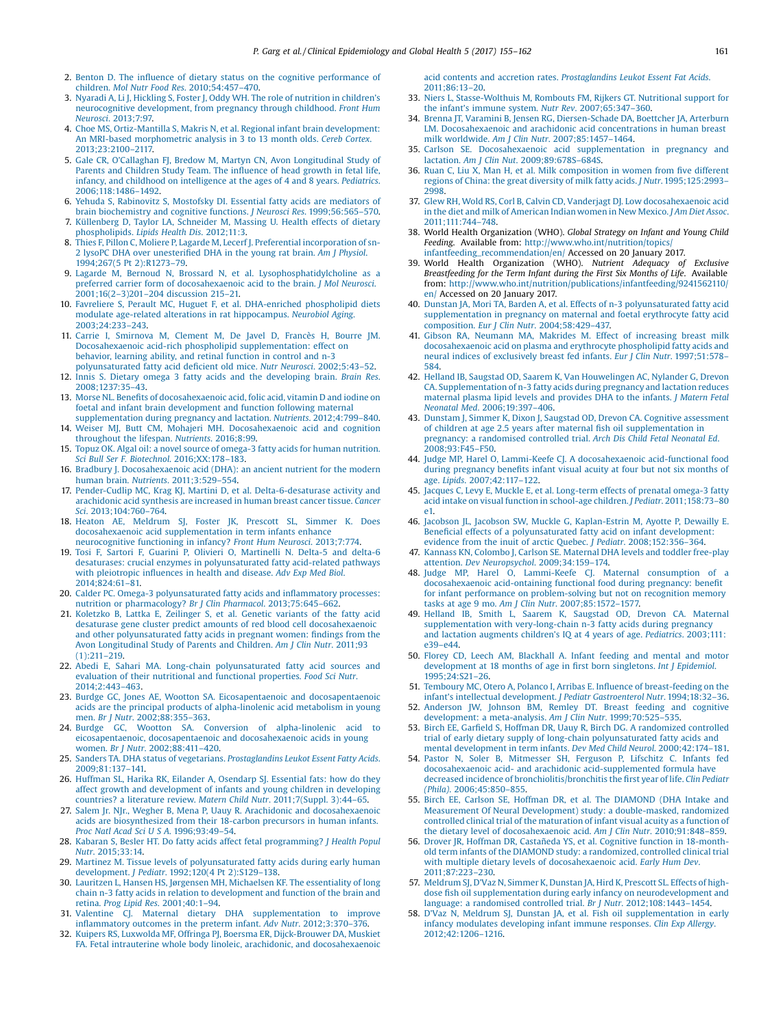2. Benton D. The influence of dietary status on the cognitive performance of children. *Mol Nutr Food Res*. 2010;54:457–470.
3. Nyaradi A, Li J, Hickling S, Foster J, Oddy WH. The role of nutrition in children's neurocognitive development, from pregnancy through childhood. *Front Hum Neurosci*. 2013;7:97.
4. Choe MS, Ortiz-Mantilla S, Makris N, et al. Regional infant brain development: An MRI-based morphometric analysis in 3 to 13 month olds. *Cereb Cortex*. 2013;23:2100–2117.
5. Gale CR, O'Callaghan FJ, Bredow M, Martyn CN, Avon Longitudinal Study of Parents and Children Study Team. The influence of head growth in fetal life, infancy, and childhood on intelligence at the ages of 4 and 8 years. *Pediatrics*. 2006;118:1486–1492.
6. Yehuda S, Rabinovitz S, Mostofsky DI. Essential fatty acids are mediators of brain biochemistry and cognitive functions. *J Neurosci Res*. 1999;56:565–570.
7. Küllenberg D, Taylor LA, Schneider M, Massing U. Health effects of dietary phospholipids. *Lipids Health Dis*. 2012;11:3.
8. Thies F, Pillon C, Moliere P, Lagarde M, Lecerf J. Preferential incorporation of sn-2 lysoPC DHA over unesterified DHA in the young rat brain. *Am J Physiol*. 1994;267(5 Pt 2):R1273–79.
9. Lagarde M, Bernoud N, Brossard N, et al. Lysophosphatidylcholine as a preferred carrier form of docosahexaenoic acid to the brain. *J Mol Neurosci*. 2001;16(2–3)201–204 discussion 215–21.
10. Favreliere S, Perault MC, Huguet F, et al. DHA-enriched phospholipid diets modulate age-related alterations in rat hippocampus. *Neurobiol Aging*. 2003;24:233–243.
11. Carrie I, Smirnova M, Clement M, De Javel D, Francès H, Bourre JM. Docosahexaenoic acid-rich phospholipid supplementation: effect on behavior, learning ability, and retinal function in control and n-3 polyunsaturated fatty acid deficient old mice. *Nutr Neurosci*. 2002;5:43–52.
12. Innis S. Dietary omega 3 fatty acids and the developing brain. *Brain Res*. 2008;1237:35–43.
13. Morse NL. Benefits of docosahexaenoic acid, folic acid, vitamin D and iodine on foetal and infant brain development and function following maternal supplementation during pregnancy and lactation. *Nutrients*. 2012;4:799–840.
14. Weiser MJ, Butt CM, Mohajeri MH. Docosahexaenoic acid and cognition throughout the lifespan. *Nutrients*. 2016;8:99.
15. Topuz OK. Algal oil: a novel source of omega-3 fatty acids for human nutrition. *Sci Bull Ser F. Biotechnol*. 2016;XX:178–183.
16. Bradbury J. Docosahexaenoic acid (DHA): an ancient nutrient for the modern human brain. *Nutrients*. 2011;3:529–554.
17. Pender-Cudlip MC, Krag KJ, Martini D, et al. Delta-6-desaturase activity and arachidonic acid synthesis are increased in human breast cancer tissue. *Cancer Sci*. 2013;104:760–764.
18. Heaton AE, Meldrum SJ, Foster JK, Prescott SL, Simmer K. Does docosahexaenoic acid supplementation in term infants enhance neurocognitive functioning in infancy? *Front Hum Neurosci*. 2013;7:774.
19. Tosi F, Sartori F, Guarini P, Olivieri O, Martinelli N. Delta-5 and delta-6 desaturases: crucial enzymes in polyunsaturated fatty acid-related pathways with pleiotropic influences in health and disease. *Adv Exp Med Biol*. 2014;824:61–81.
20. Calder PC. Omega-3 polyunsaturated fatty acids and inflammatory processes: nutrition or pharmacology? *Br J Clin Pharmacol*. 2013;75:645–662.
21. Koletzko B, Lattka E, Zeilinger S, et al. Genetic variants of the fatty acid desaturase gene cluster predict amounts of red blood cell docosahexaenoic and other polyunsaturated fatty acids in pregnant women: findings from the Avon Longitudinal Study of Parents and Children. *Am J Clin Nutr*. 2011;93 (1):211–219.
22. Abedi E, Sahari MA. Long-chain polyunsaturated fatty acid sources and evaluation of their nutritional and functional properties. *Food Sci Nutr*. 2014;2:443–463.
23. Burdge GC, Jones AE, Wootton SA. Eicosapentaenoic and docosapentaenoic acids are the principal products of alpha-linolenic acid metabolism in young men. *Br J Nutr*. 2002;88:355–363.
24. Burdge GC, Wootton SA. Conversion of alpha-linolenic acid to eicosapentaenoic, docosapentaenoic and docosahexaenoic acids in young women. *Br J Nutr*. 2002;88:411–420.
25. Sanders TA. DHA status of vegetarians. *Prostaglandins Leukot Essent Fatty Acids*. 2009;81:137–141.
26. Huffman SL, Harika RK, Eilander A, Osendarp SJ. Essential fats: how do they affect growth and development of infants and young children in developing countries? a literature review. *Matern Child Nutr*. 2011;7(Suppl. 3):44–65.
27. Salem Jr. NJr., Wegher B, Mena P, Uauy R. Arachidonic and docosahexaenoic acids are biosynthesized from their 18-carbon precursors in human infants. *Proc Natl Acad Sci U S A*. 1996;93:49–54.
28. Kabaran S, Besler HT. Do fatty acids affect fetal programming? *J Health Popul Nutr*. 2015;33:14.
29. Martinez M. Tissue levels of polyunsaturated fatty acids during early human development. *J Pediatr*. 1992;120(4 Pt 2):S129–138.
30. Lauritzen L, Hansen HS, Jørgensen MH, Michaelsen KF. The essentiality of long chain n-3 fatty acids in relation to development and function of the brain and retina. *Prog Lipid Res*. 2001;40:1–94.
31. Valentine CJ. Maternal dietary DHA supplementation to improve inflammatory outcomes in the preterm infant. *Adv Nutr*. 2012;3:370–376.
32. Kuipers RS, Luxwolda MF, Offringa PJ, Boersma ER, Dijck-Brouwer DA, Muskiet FA. Fetal intrauterine whole body linoleic, arachidonic, and docosahexaenoic acid contents and accretion rates. *Prostaglandins Leukot Essent Fat Acids*. 2011;86:13–20.
33. Niers L, Stasse-Wolthuis M, Rombouts FM, Rijkers GT. Nutritional support for the infant's immune system. *Nutr Rev*. 2007;65:347–360.
34. Brenna JT, Varamini B, Jensen RG, Diersen-Schade DA, Boettcher JA, Arterburn LM. Docosahexaenoic and arachidonic acid concentrations in human breast milk worldwide. *Am J Clin Nutr*. 2007;85:1457–1464.
35. Carlson SE. Docosahexaenoic acid supplementation in pregnancy and lactation. *Am J Clin Nut*. 2009;89:678S–684S.
36. Ruan C, Liu X, Man H, et al. Milk composition in women from five different regions of China: the great diversity of milk fatty acids. *J Nutr*. 1995;125:2993–2998.
37. Glew RH, Wold RS, Corl B, Calvin CD, Vanderjagt DJ. Low docosahexaenoic acid in the diet and milk of American Indian women in New Mexico. *J Am Diet Assoc*. 2011;111:744–748.
38. World Health Organization (WHO). *Global Strategy on Infant and Young Child Feeding*. Available from: http://www.who.int/nutrition/topics/infantfeeding_recommendation/en/ Accessed on 20 January 2017.
39. World Health Organization (WHO). *Nutrient Adequacy of Exclusive Breastfeeding for the Term Infant during the First Six Months of Life*. Available from: http://www.who.int/nutrition/publications/infantfeeding/9241562110/en/ Accessed on 20 January 2017.
40. Dunstan JA, Mori TA, Barden A, et al. Effects of n-3 polyunsaturated fatty acid supplementation in pregnancy on maternal and foetal erythrocyte fatty acid composition. *Eur J Clin Nutr*. 2004;58:429–437.
41. Gibson RA, Neumann MA, Makrides M. Effect of increasing breast milk docosahexaenoic acid on plasma and erythrocyte phospholipid fatty acids and neural indices of exclusively breast fed infants. *Eur J Clin Nutr*. 1997;51:578–584.
42. Helland IB, Saugstad OD, Saarem K, Van Houwelingen AC, Nylander G, Drevon CA. Supplementation of n-3 fatty acids during pregnancy and lactation reduces maternal plasma lipid levels and provides DHA to the infants. *J Matern Fetal Neonatal Med*. 2006;19:397–406.
43. Dunstam J, Simmer K, Dixon J, Saugstad OD, Drevon CA. Cognitive assessment of children at age 2.5 years after maternal fish oil supplementation in pregnancy: a randomised controlled trial. *Arch Dis Child Fetal Neonatal Ed*. 2008;93:F45–F50.
44. Judge MP, Harel O, Lammi-Keefe CJ. A docosahexaenoic acid-functional food during pregnancy benefits infant visual acuity at four but not six months of age. *Lipids*. 2007;42:117–122.
45. Jacques C, Levy E, Muckle E, et al. Long-term effects of prenatal omega-3 fatty acid intake on visual function in school-age children. *J Pediatr*. 2011;158:73–80 e1.
46. Jacobson JL, Jacobson SW, Muckle G, Kaplan-Estrin M, Ayotte P, Dewailly E. Beneficial effects of a polyunsaturated fatty acid on infant development: evidence from the inuit of arctic Quebec. *J Pediatr*. 2008;152:356–364.
47. Kannass KN, Colombo J, Carlson SE. Maternal DHA levels and toddler free-play attention. *Dev Neuropsychol*. 2009;34:159–174.
48. Judge MP, Harel O, Lammi-Keefe CJ. Maternal consumption of a docosahexaenoic acid-ontaining functional food during pregnancy: benefit for infant performance on problem-solving but not on recognition memory tasks at age 9 mo. *Am J Clin Nutr*. 2007;85:1572–1577.
49. Helland IB, Smith L, Saarem K, Saugstad OD, Drevon CA. Maternal supplementation with very-long-chain n-3 fatty acids during pregnancy and lactation augments children's IQ at 4 years of age. *Pediatrics*. 2003;111: e39–e44.
50. Florey CD, Leech AM, Blackhall A. Infant feeding and mental and motor development at 18 months of age in first born singletons. *Int J Epidemiol*. 1995;24:S21–26.
51. Temboury MC, Otero A, Polanco I, Arribas E. Influence of breast-feeding on the infant's intellectual development. *J Pediatr Gastroenterol Nutr*. 1994;18:32–36.
52. Anderson JW, Johnson BM, Remley DT. Breast feeding and cognitive development: a meta-analysis. *Am J Clin Nutr*. 1999;70:525–535.
53. Birch EE, Garfield S, Hoffman DR, Uauy R, Birch DG. A randomized controlled trial of early dietary supply of long-chain polyunsaturated fatty acids and mental development in term infants. *Dev Med Child Neurol*. 2000;42:174–181.
54. Pastor N, Soler B, Mitmesser SH, Ferguson P, Lifschitz C. Infants fed docosahexaenoic acid- and arachidonic acid-supplemented formula have decreased incidence of bronchiolitis/bronchitis the first year of life. *Clin Pediatr (Phila)*. 2006;45:850–855.
55. Birch EE, Carlson SE, Hoffman DR, et al. The DIAMOND (DHA Intake and Measurement Of Neural Development) study: a double-masked, randomized controlled clinical trial of the maturation of infant visual acuity as a function of the dietary level of docosahexaenoic acid. *Am J Clin Nutr*. 2010;91:848–859.
56. Drover JR, Hoffman DR, Castañeda YS, et al. Cognitive function in 18-month-old term infants of the DIAMOND study: a randomized, controlled clinical trial with multiple dietary levels of docosahexaenoic acid. *Early Hum Dev*. 2011;87:223–230.
57. Meldrum SJ, D'Vaz N, Simmer K, Dunstan JA, Hird K, Prescott SL. Effects of high-dose fish oil supplementation during early infancy on neurodevelopment and language: a randomised controlled trial. *Br J Nutr*. 2012;108:1443–1454.
58. D'Vaz N, Meldrum SJ, Dunstan JA, et al. Fish oil supplementation in early infancy modulates developing infant immune responses. *Clin Exp Allergy*. 2012;42:1206–1216.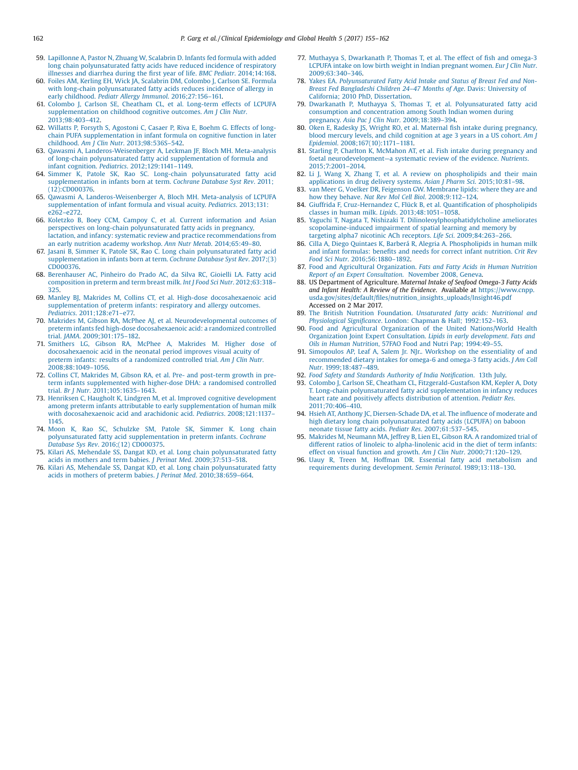59. Lapillonne A, Pastor N, Zhuang W, Scalabrin D. Infants fed formula with added long chain polyunsaturated fatty acids have reduced incidence of respiratory illnesses and diarrhea during the first year of life. *BMC Pediatr*. 2014;14:168.
60. Foiles AM, Kerling EH, Wick JA, Scalabrin DM, Colombo J, Carlson SE. Formula with long-chain polyunsaturated fatty acids reduces incidence of allergy in early childhood. *Pediatr Allergy Immunol*. 2016;27:156–161.
61. Colombo J, Carlson SE, Cheatham CL, et al. Long-term effects of LCPUFA supplementation on childhood cognitive outcomes. *Am J Clin Nutr*. 2013;98:403–412.
62. Willatts P, Forsyth S, Agostoni C, Casaer P, Riva E, Boehm G. Effects of long-chain PUFA supplementation in infant formula on cognitive function in later childhood. *Am J Clin Nutr*. 2013;98:536S–542.
63. Qawasmi A, Landeros-Weisenberger A, Leckman JF, Bloch MH. Meta-analysis of long-chain polyunsaturated fatty acid supplementation of formula and infant cognition. *Pediatrics*. 2012;129:1141–1149.
64. Simmer K, Patole SK, Rao SC. Long-chain polyunsaturated fatty acid supplementation in infants born at term. *Cochrane Database Syst Rev*. 2011;(12):CD000376.
65. Qawasmi A, Landeros-Weisenberger A, Bloch MH. Meta-analysis of LCPUFA supplementation of infant formula and visual acuity. *Pediatrics*. 2013;131:e262–e272.
66. Koletzko B, Boey CCM, Campoy C, et al. Current information and Asian perspectives on long-chain polyunsaturated fatty acids in pregnancy, lactation, and infancy: systematic review and practice recommendations from an early nutrition academy workshop. *Ann Nutr Metab*. 2014;65:49–80.
67. Jasani B, Simmer K, Patole SK, Rao C. Long chain polyunsaturated fatty acid supplementation in infants born at term. *Cochrane Database Syst Rev*. 2017;(3) CD000376.
68. Berenhauser AC, Pinheiro do Prado AC, da Silva RC, Gioielli LA. Fatty acid composition in preterm and term breast milk. *Int J Food Sci Nutr*. 2012;63:318–325.
69. Manley BJ, Makrides M, Collins CT, et al. High-dose docosahexaenoic acid supplementation of preterm infants: respiratory and allergy outcomes. *Pediatrics*. 2011;128:e71–e77.
70. Makrides M, Gibson RA, McPhee AJ, et al. Neurodevelopmental outcomes of preterm infants fed high-dose docosahexaenoic acid: a randomized controlled trial. *JAMA*. 2009;301:175–182.
71. Smithers LG, Gibson RA, McPhee A, Makrides M. Higher dose of docosahexaenoic acid in the neonatal period improves visual acuity of preterm infants: results of a randomized controlled trial. *Am J Clin Nutr*. 2008;88:1049–1056.
72. Collins CT, Makrides M, Gibson RA, et al. Pre- and post-term growth in preterm infants supplemented with higher-dose DHA: a randomised controlled trial. *Br J Nutr*. 2011;105:1635–1643.
73. Henriksen C, Haugholt K, Lindgren M, et al. Improved cognitive development among preterm infants attributable to early supplementation of human milk with docosahexaenoic acid and arachidonic acid. *Pediatrics*. 2008;121:1137–1145.
74. Moon K, Rao SC, Schulzke SM, Patole SK, Simmer K. Long chain polyunsaturated fatty acid supplementation in preterm infants. *Cochrane Database Sys Rev*. 2016;(12) CD000375.
75. Kilari AS, Mehendale SS, Dangat KD, et al. Long chain polyunsaturated fatty acids in mothers and term babies. *J Perinat Med*. 2009;37:513–518.
76. Kilari AS, Mehendale SS, Dangat KD, et al. Long chain polyunsaturated fatty acids in mothers of preterm babies. *J Perinat Med*. 2010;38:659–664.
77. Muthayya S, Dwarkanath P, Thomas T, et al. The effect of fish and omega-3 LCPUFA intake on low birth weight in Indian pregnant women. *Eur J Clin Nutr*. 2009;63:340–346.
78. Yakes EA. *Polyunsaturated Fatty Acid Intake and Status of Breast Fed and Non-Breast Fed Bangladeshi Children 24–47 Months of Age*. Davis: University of California; 2010 PhD, Dissertation.
79. Dwarkanath P, Muthayya S, Thomas T, et al. Polyunsaturated fatty acid consumption and concentration among South Indian women during pregnancy. *Asia Pac J Clin Nutr*. 2009;18:389–394.
80. Oken E, Radesky JS, Wright RO, et al. Maternal fish intake during pregnancy, blood mercury levels, and child cognition at age 3 years in a US cohort. *Am J Epidemiol*. 2008;167(10):1171–1181.
81. Starling P, Charlton K, McMahon AT, et al. Fish intake during pregnancy and foetal neurodevelopment—a systematic review of the evidence. *Nutrients*. 2015;7:2001–2014.
82. Li J, Wang X, Zhang T, et al. A review on phospholipids and their main applications in drug delivery systems. *Asian J Pharm Sci*. 2015;10:81–98.
83. van Meer G, Voelker DR, Feigenson GW. Membrane lipids: where they are and how they behave. *Nat Rev Mol Cell Biol*. 2008;9:112–124.
84. Giuffrida F, Cruz-Hernandez C, Flück B, et al. Quantification of phospholipids classes in human milk. *Lipids*. 2013;48:1051–1058.
85. Yaguchi T, Nagata T, Nishizaki T. Dilinoleoylphosphatidylcholine ameliorates scopolamine-induced impairment of spatial learning and memory by targeting alpha7 nicotinic ACh receptors. *Life Sci*. 2009;84:263–266.
86. Cilla A, Diego Quintaes K, Barberá R, Alegria A. Phospholipids in human milk and infant formulas: benefits and needs for correct infant nutrition. *Crit Rev Food Sci Nutr*. 2016;56:1880–1892.
87. Food and Agricultural Organization. *Fats and Fatty Acids in Human Nutrition Report of an Expert Consultation*. November 2008, Geneva.
88. US Department of Agriculture. *Maternal Intake of Seafood Omega-3 Fatty Acids and Infant Health: A Review of the Evidence*. Available at https://www.cnpp.usda.gov/sites/default/files/nutrition_insights_uploads/Insight46.pdf Accessed on 2 Mar 2017.
89. The British Nutrition Foundation. *Unsaturated fatty acids: Nutritional and Physiological Significance*. London: Chapman & Hall; 1992:152–163.
90. Food and Agricultural Organization of the United Nations/World Health Organization Joint Expert Consultation. *Lipids in early development*. *Fats and Oils in Human Nutrition*, 57FAO Food and Nutri Pap; 1994:49–55.
91. Simopoulos AP, Leaf A, Salem Jr. NJr.. Workshop on the essentiality of and recommended dietary intakes for omega-6 and omega-3 fatty acids. *J Am Coll Nutr*. 1999;18:487–489.
92. *Food Safety and Standards Authority of India Notification*. 13th July.
93. Colombo J, Carlson SE, Cheatham CL, Fitzgerald-Gustafson KM, Kepler A, Doty T. Long-chain polyunsaturated fatty acid supplementation in infancy reduces heart rate and positively affects distribution of attention. *Pediatr Res*. 2011;70:406–410.
94. Hsieh AT, Anthony JC, Diersen-Schade DA, et al. The influence of moderate and high dietary long chain polyunsaturated fatty acids (LCPUFA) on baboon neonate tissue fatty acids. *Pediatr Res*. 2007;61:537–545.
95. Makrides M, Neumann MA, Jeffrey B, Lien EL, Gibson RA. A randomized trial of different ratios of linoleic to alpha-linolenic acid in the diet of term infants: effect on visual function and growth. *Am J Clin Nutr*. 2000;71:120–129.
96. Uauy R, Treen M, Hoffman DR. Essential fatty acid metabolism and requirements during development. *Semin Perinatol*. 1989;13:118–130.